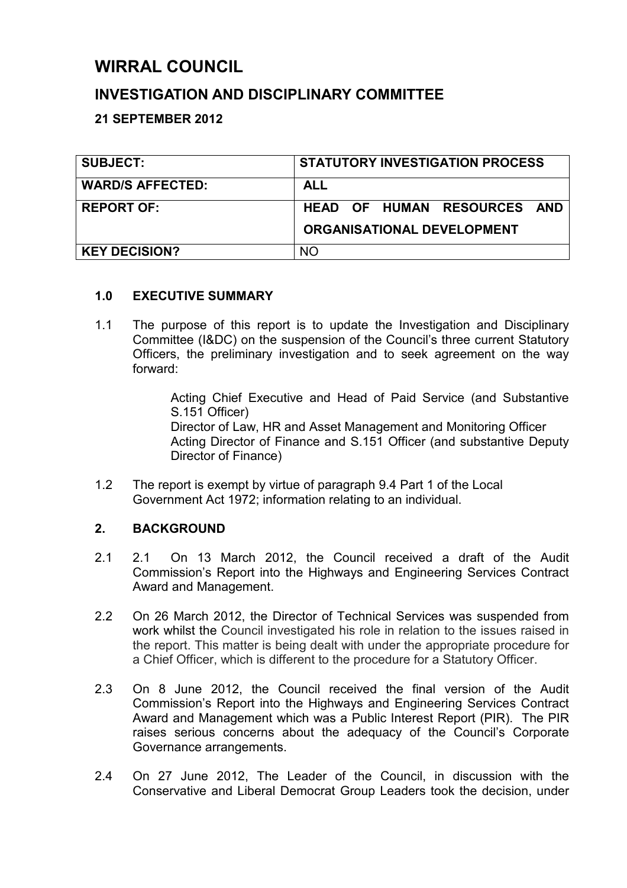# WIRRAL COUNCIL

## INVESTIGATION AND DISCIPLINARY COMMITTEE

### 21 SEPTEMBER 2012

| SUBJECT: | STATUTORY INVESTIGATION PROCESS |
|---|---|
| WARD/S AFFECTED: | ALL |
| REPORT OF: | HEAD OF HUMAN RESOURCES AND ORGANISATIONAL DEVELOPMENT |
| KEY DECISION? | NO |

### 1.0 EXECUTIVE SUMMARY

1.1 The purpose of this report is to update the Investigation and Disciplinary Committee (I&DC) on the suspension of the Council's three current Statutory Officers, the preliminary investigation and to seek agreement on the way forward:

> Acting Chief Executive and Head of Paid Service (and Substantive S.151 Officer)
> Director of Law, HR and Asset Management and Monitoring Officer
> Acting Director of Finance and S.151 Officer (and substantive Deputy Director of Finance)

1.2 The report is exempt by virtue of paragraph 9.4 Part 1 of the Local Government Act 1972; information relating to an individual.

### 2. BACKGROUND

2.1 2.1 On 13 March 2012, the Council received a draft of the Audit Commission's Report into the Highways and Engineering Services Contract Award and Management.

2.2 On 26 March 2012, the Director of Technical Services was suspended from work whilst the Council investigated his role in relation to the issues raised in the report. This matter is being dealt with under the appropriate procedure for a Chief Officer, which is different to the procedure for a Statutory Officer.

2.3 On 8 June 2012, the Council received the final version of the Audit Commission's Report into the Highways and Engineering Services Contract Award and Management which was a Public Interest Report (PIR). The PIR raises serious concerns about the adequacy of the Council's Corporate Governance arrangements.

2.4 On 27 June 2012, The Leader of the Council, in discussion with the Conservative and Liberal Democrat Group Leaders took the decision, under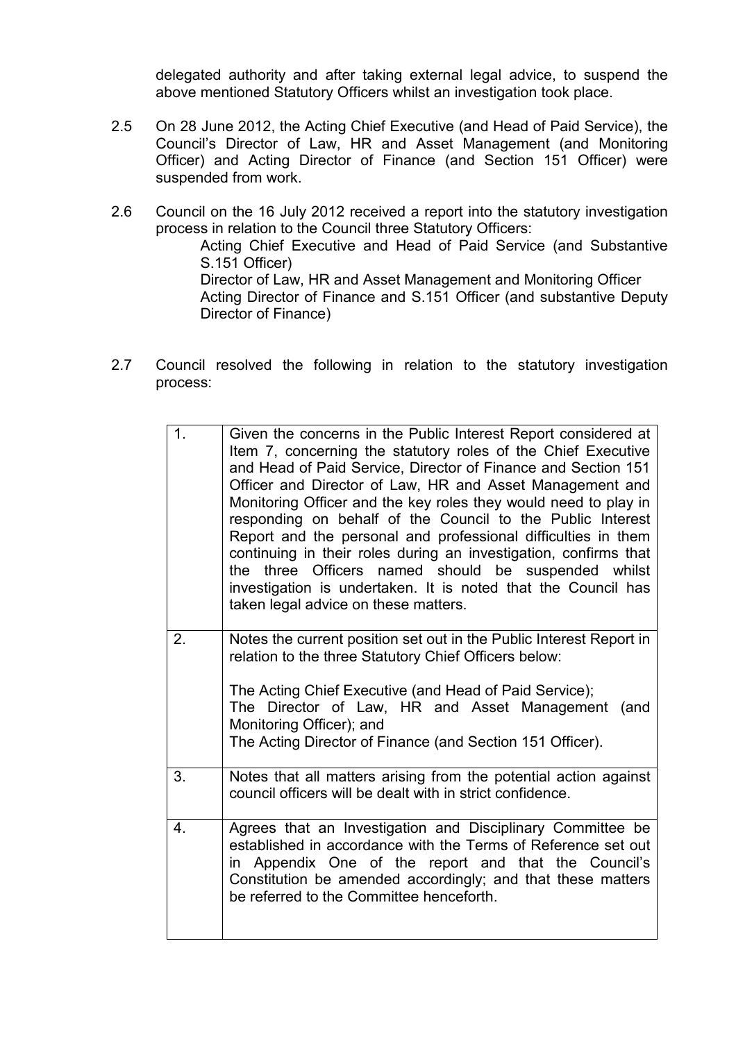delegated authority and after taking external legal advice, to suspend the above mentioned Statutory Officers whilst an investigation took place.

2.5 On 28 June 2012, the Acting Chief Executive (and Head of Paid Service), the Council's Director of Law, HR and Asset Management (and Monitoring Officer) and Acting Director of Finance (and Section 151 Officer) were suspended from work.

2.6 Council on the 16 July 2012 received a report into the statutory investigation process in relation to the Council three Statutory Officers:

Acting Chief Executive and Head of Paid Service (and Substantive S.151 Officer)
Director of Law, HR and Asset Management and Monitoring Officer
Acting Director of Finance and S.151 Officer (and substantive Deputy Director of Finance)

2.7 Council resolved the following in relation to the statutory investigation process:

| | |
|---|---|
| 1. | Given the concerns in the Public Interest Report considered at Item 7, concerning the statutory roles of the Chief Executive and Head of Paid Service, Director of Finance and Section 151 Officer and Director of Law, HR and Asset Management and Monitoring Officer and the key roles they would need to play in responding on behalf of the Council to the Public Interest Report and the personal and professional difficulties in them continuing in their roles during an investigation, confirms that the three Officers named should be suspended whilst investigation is undertaken. It is noted that the Council has taken legal advice on these matters. |
| 2. | Notes the current position set out in the Public Interest Report in relation to the three Statutory Chief Officers below:<br><br>The Acting Chief Executive (and Head of Paid Service);<br>The Director of Law, HR and Asset Management (and Monitoring Officer); and<br>The Acting Director of Finance (and Section 151 Officer). |
| 3. | Notes that all matters arising from the potential action against council officers will be dealt with in strict confidence. |
| 4. | Agrees that an Investigation and Disciplinary Committee be established in accordance with the Terms of Reference set out in Appendix One of the report and that the Council's Constitution be amended accordingly; and that these matters be referred to the Committee henceforth. |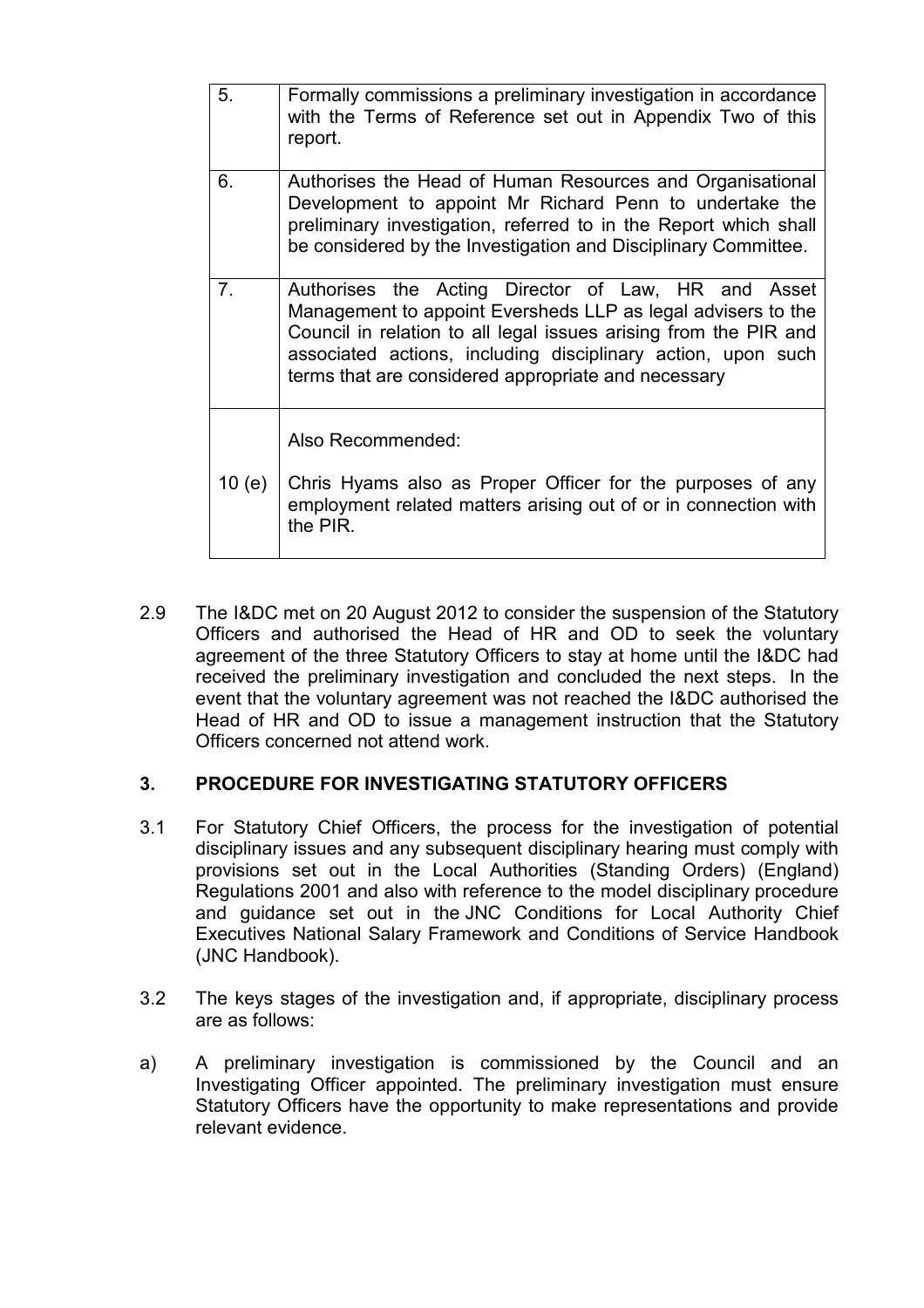| | |
|---|---|
| 5. | Formally commissions a preliminary investigation in accordance with the Terms of Reference set out in Appendix Two of this report. |
| 6. | Authorises the Head of Human Resources and Organisational Development to appoint Mr Richard Penn to undertake the preliminary investigation, referred to in the Report which shall be considered by the Investigation and Disciplinary Committee. |
| 7. | Authorises the Acting Director of Law, HR and Asset Management to appoint Eversheds LLP as legal advisers to the Council in relation to all legal issues arising from the PIR and associated actions, including disciplinary action, upon such terms that are considered appropriate and necessary |
| 10 (e) | Also Recommended:<br><br>Chris Hyams also as Proper Officer for the purposes of any employment related matters arising out of or in connection with the PIR. |

2.9 The I&DC met on 20 August 2012 to consider the suspension of the Statutory Officers and authorised the Head of HR and OD to seek the voluntary agreement of the three Statutory Officers to stay at home until the I&DC had received the preliminary investigation and concluded the next steps. In the event that the voluntary agreement was not reached the I&DC authorised the Head of HR and OD to issue a management instruction that the Statutory Officers concerned not attend work.

## 3. PROCEDURE FOR INVESTIGATING STATUTORY OFFICERS

3.1 For Statutory Chief Officers, the process for the investigation of potential disciplinary issues and any subsequent disciplinary hearing must comply with provisions set out in the Local Authorities (Standing Orders) (England) Regulations 2001 and also with reference to the model disciplinary procedure and guidance set out in the JNC Conditions for Local Authority Chief Executives National Salary Framework and Conditions of Service Handbook (JNC Handbook).

3.2 The keys stages of the investigation and, if appropriate, disciplinary process are as follows:

a) A preliminary investigation is commissioned by the Council and an Investigating Officer appointed. The preliminary investigation must ensure Statutory Officers have the opportunity to make representations and provide relevant evidence.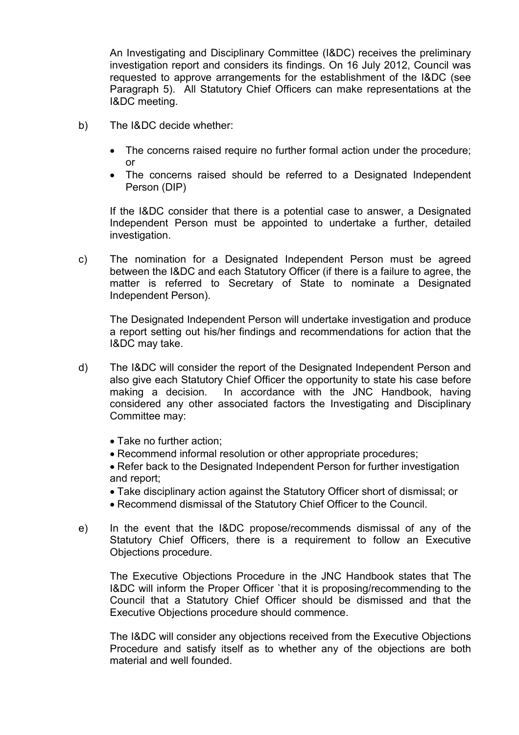An Investigating and Disciplinary Committee (I&DC) receives the preliminary investigation report and considers its findings. On 16 July 2012, Council was requested to approve arrangements for the establishment of the I&DC (see Paragraph 5). All Statutory Chief Officers can make representations at the I&DC meeting.

b) The I&DC decide whether:

- The concerns raised require no further formal action under the procedure; or
- The concerns raised should be referred to a Designated Independent Person (DIP)

If the I&DC consider that there is a potential case to answer, a Designated Independent Person must be appointed to undertake a further, detailed investigation.

c) The nomination for a Designated Independent Person must be agreed between the I&DC and each Statutory Officer (if there is a failure to agree, the matter is referred to Secretary of State to nominate a Designated Independent Person).

The Designated Independent Person will undertake investigation and produce a report setting out his/her findings and recommendations for action that the I&DC may take.

d) The I&DC will consider the report of the Designated Independent Person and also give each Statutory Chief Officer the opportunity to state his case before making a decision. In accordance with the JNC Handbook, having considered any other associated factors the Investigating and Disciplinary Committee may:

- Take no further action;
- Recommend informal resolution or other appropriate procedures;
- Refer back to the Designated Independent Person for further investigation and report;
- Take disciplinary action against the Statutory Officer short of dismissal; or
- Recommend dismissal of the Statutory Chief Officer to the Council.

e) In the event that the I&DC propose/recommends dismissal of any of the Statutory Chief Officers, there is a requirement to follow an Executive Objections procedure.

The Executive Objections Procedure in the JNC Handbook states that The I&DC will inform the Proper Officer `that it is proposing/recommending to the Council that a Statutory Chief Officer should be dismissed and that the Executive Objections procedure should commence.

The I&DC will consider any objections received from the Executive Objections Procedure and satisfy itself as to whether any of the objections are both material and well founded.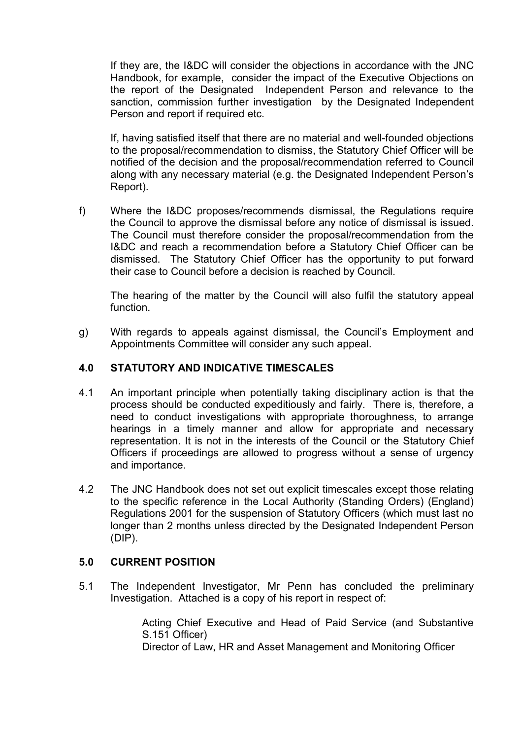If they are, the I&DC will consider the objections in accordance with the JNC Handbook, for example, consider the impact of the Executive Objections on the report of the Designated Independent Person and relevance to the sanction, commission further investigation by the Designated Independent Person and report if required etc.

If, having satisfied itself that there are no material and well-founded objections to the proposal/recommendation to dismiss, the Statutory Chief Officer will be notified of the decision and the proposal/recommendation referred to Council along with any necessary material (e.g. the Designated Independent Person's Report).

f) Where the I&DC proposes/recommends dismissal, the Regulations require the Council to approve the dismissal before any notice of dismissal is issued. The Council must therefore consider the proposal/recommendation from the I&DC and reach a recommendation before a Statutory Chief Officer can be dismissed. The Statutory Chief Officer has the opportunity to put forward their case to Council before a decision is reached by Council.

The hearing of the matter by the Council will also fulfil the statutory appeal function.

g) With regards to appeals against dismissal, the Council's Employment and Appointments Committee will consider any such appeal.

## 4.0 STATUTORY AND INDICATIVE TIMESCALES

4.1 An important principle when potentially taking disciplinary action is that the process should be conducted expeditiously and fairly. There is, therefore, a need to conduct investigations with appropriate thoroughness, to arrange hearings in a timely manner and allow for appropriate and necessary representation. It is not in the interests of the Council or the Statutory Chief Officers if proceedings are allowed to progress without a sense of urgency and importance.

4.2 The JNC Handbook does not set out explicit timescales except those relating to the specific reference in the Local Authority (Standing Orders) (England) Regulations 2001 for the suspension of Statutory Officers (which must last no longer than 2 months unless directed by the Designated Independent Person (DIP).

## 5.0 CURRENT POSITION

5.1 The Independent Investigator, Mr Penn has concluded the preliminary Investigation. Attached is a copy of his report in respect of:

Acting Chief Executive and Head of Paid Service (and Substantive S.151 Officer)
Director of Law, HR and Asset Management and Monitoring Officer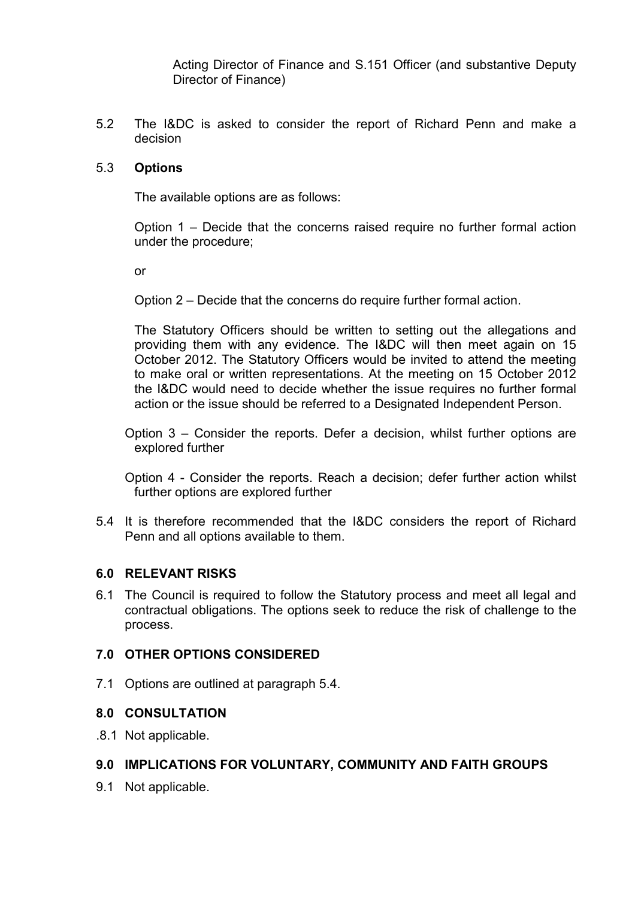Acting Director of Finance and S.151 Officer (and substantive Deputy Director of Finance)

5.2 The I&DC is asked to consider the report of Richard Penn and make a decision

5.3 **Options**

The available options are as follows:

Option 1 – Decide that the concerns raised require no further formal action under the procedure;

or

Option 2 – Decide that the concerns do require further formal action.

The Statutory Officers should be written to setting out the allegations and providing them with any evidence. The I&DC will then meet again on 15 October 2012. The Statutory Officers would be invited to attend the meeting to make oral or written representations. At the meeting on 15 October 2012 the I&DC would need to decide whether the issue requires no further formal action or the issue should be referred to a Designated Independent Person.

Option 3 – Consider the reports. Defer a decision, whilst further options are explored further

Option 4 - Consider the reports. Reach a decision; defer further action whilst further options are explored further

5.4 It is therefore recommended that the I&DC considers the report of Richard Penn and all options available to them.

## 6.0 RELEVANT RISKS

6.1 The Council is required to follow the Statutory process and meet all legal and contractual obligations. The options seek to reduce the risk of challenge to the process.

## 7.0 OTHER OPTIONS CONSIDERED

7.1 Options are outlined at paragraph 5.4.

## 8.0 CONSULTATION

.8.1 Not applicable.

## 9.0 IMPLICATIONS FOR VOLUNTARY, COMMUNITY AND FAITH GROUPS

9.1 Not applicable.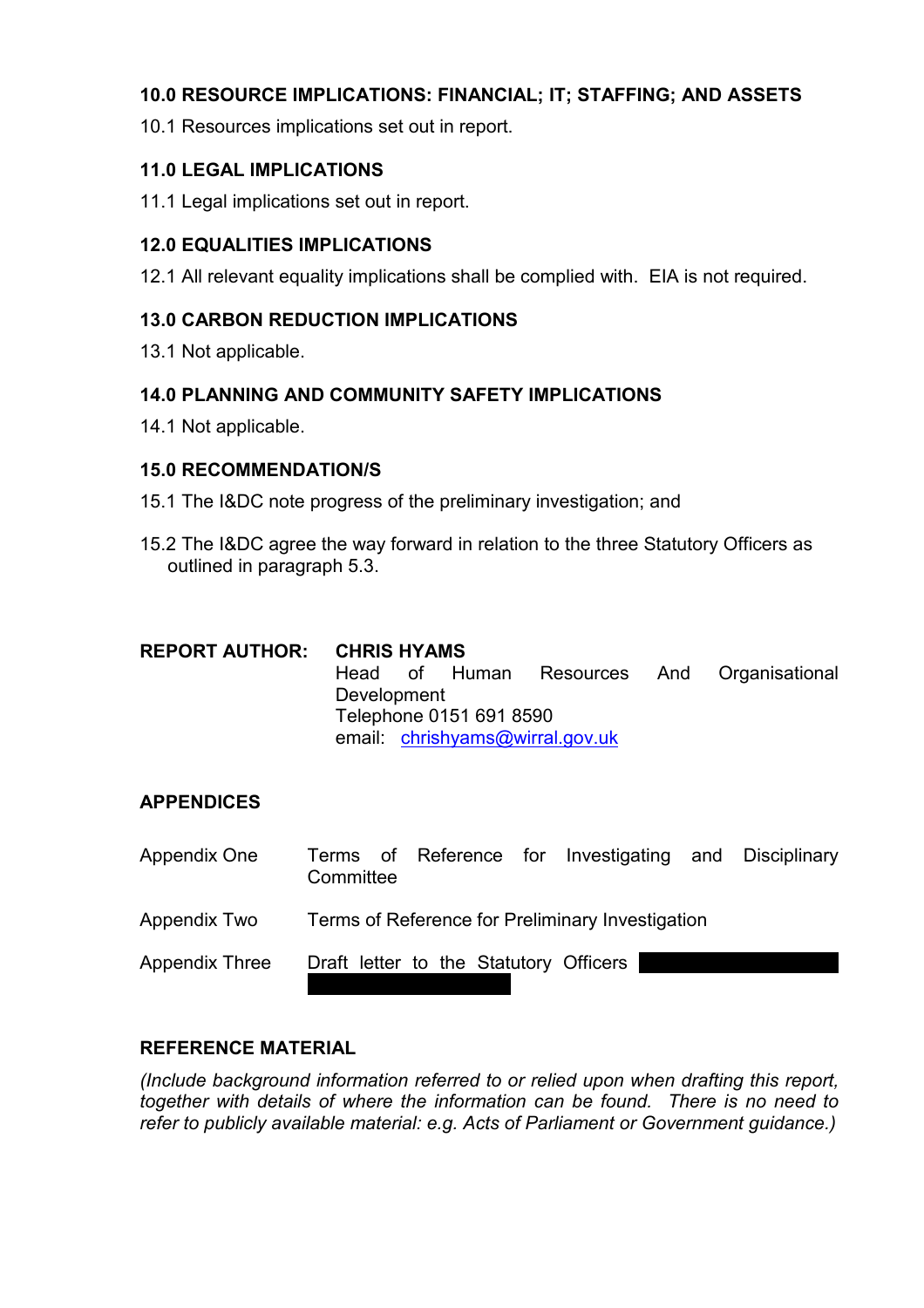## 10.0 RESOURCE IMPLICATIONS: FINANCIAL; IT; STAFFING; AND ASSETS

10.1 Resources implications set out in report.

## 11.0 LEGAL IMPLICATIONS

11.1 Legal implications set out in report.

## 12.0 EQUALITIES IMPLICATIONS

12.1 All relevant equality implications shall be complied with. EIA is not required.

## 13.0 CARBON REDUCTION IMPLICATIONS

13.1 Not applicable.

## 14.0 PLANNING AND COMMUNITY SAFETY IMPLICATIONS

14.1 Not applicable.

## 15.0 RECOMMENDATION/S

15.1 The I&DC note progress of the preliminary investigation; and

15.2 The I&DC agree the way forward in relation to the three Statutory Officers as outlined in paragraph 5.3.

**REPORT AUTHOR:** **CHRIS HYAMS**
Head of Human Resources And Organisational Development
Telephone 0151 691 8590
email: chrishyams@wirral.gov.uk

## APPENDICES

| | |
|---|---|
| Appendix One | Terms of Reference for Investigating and Disciplinary Committee |
| Appendix Two | Terms of Reference for Preliminary Investigation |
| Appendix Three | Draft letter to the Statutory Officers |

## REFERENCE MATERIAL

*(Include background information referred to or relied upon when drafting this report, together with details of where the information can be found. There is no need to refer to publicly available material: e.g. Acts of Parliament or Government guidance.)*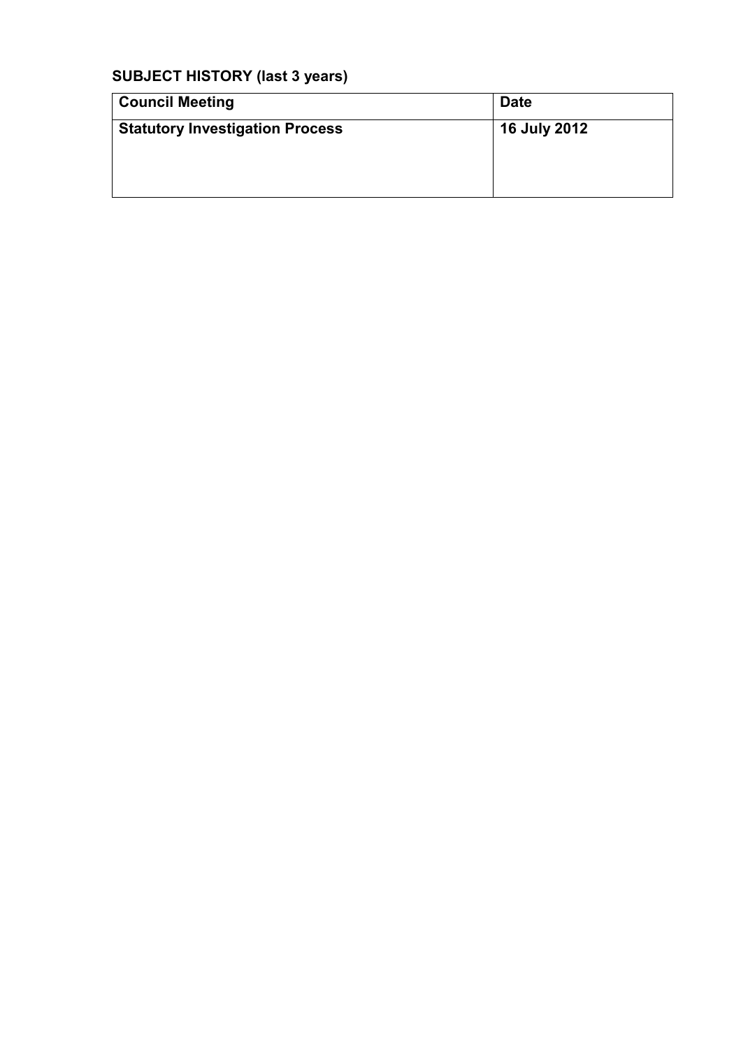## SUBJECT HISTORY (last 3 years)

| **Council Meeting** | **Date** |
|---|---|
| **Statutory Investigation Process** | **16 July 2012** |